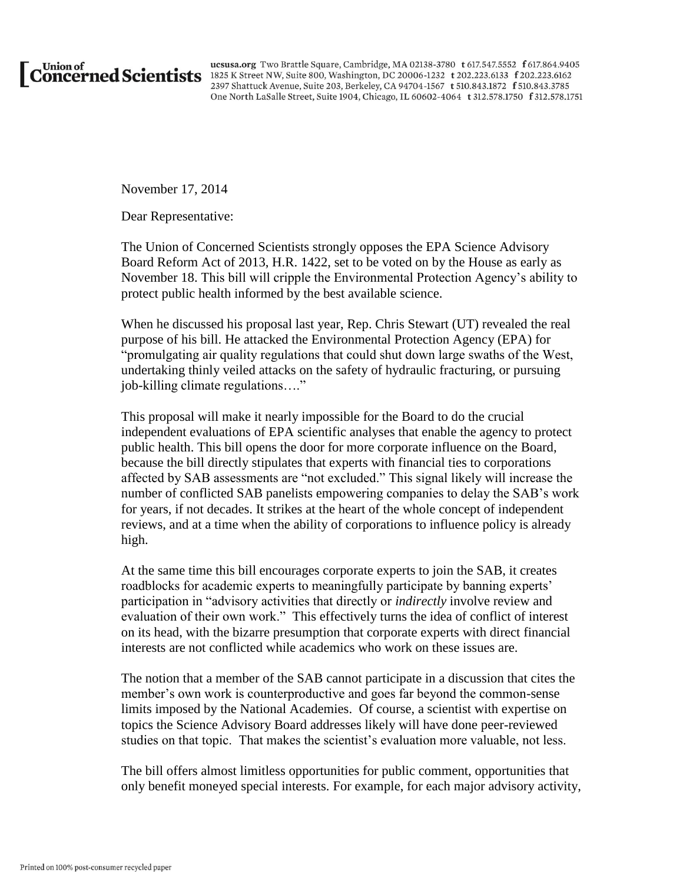**Union of Concerned Scientists**

ucsusa.org Two Brattle Square, Cambridge, MA 02138-3780 t 617.547.5552 f 617.864.9405
1825 K Street NW, Suite 800, Washington, DC 20006-1232 t 202.223.6133 f 202.223.6162
2397 Shattuck Avenue, Suite 203, Berkeley, CA 94704-1567 t 510.843.1872 f 510.843.3785
One North LaSalle Street, Suite 1904, Chicago, IL 60602-4064 t 312.578.1750 f 312.578.1751

November 17, 2014

Dear Representative:

The Union of Concerned Scientists strongly opposes the EPA Science Advisory Board Reform Act of 2013, H.R. 1422, set to be voted on by the House as early as November 18. This bill will cripple the Environmental Protection Agency's ability to protect public health informed by the best available science.

When he discussed his proposal last year, Rep. Chris Stewart (UT) revealed the real purpose of his bill. He attacked the Environmental Protection Agency (EPA) for "promulgating air quality regulations that could shut down large swaths of the West, undertaking thinly veiled attacks on the safety of hydraulic fracturing, or pursuing job-killing climate regulations…."

This proposal will make it nearly impossible for the Board to do the crucial independent evaluations of EPA scientific analyses that enable the agency to protect public health. This bill opens the door for more corporate influence on the Board, because the bill directly stipulates that experts with financial ties to corporations affected by SAB assessments are "not excluded." This signal likely will increase the number of conflicted SAB panelists empowering companies to delay the SAB's work for years, if not decades. It strikes at the heart of the whole concept of independent reviews, and at a time when the ability of corporations to influence policy is already high.

At the same time this bill encourages corporate experts to join the SAB, it creates roadblocks for academic experts to meaningfully participate by banning experts' participation in "advisory activities that directly or *indirectly* involve review and evaluation of their own work." This effectively turns the idea of conflict of interest on its head, with the bizarre presumption that corporate experts with direct financial interests are not conflicted while academics who work on these issues are.

The notion that a member of the SAB cannot participate in a discussion that cites the member's own work is counterproductive and goes far beyond the common-sense limits imposed by the National Academies. Of course, a scientist with expertise on topics the Science Advisory Board addresses likely will have done peer-reviewed studies on that topic. That makes the scientist's evaluation more valuable, not less.

The bill offers almost limitless opportunities for public comment, opportunities that only benefit moneyed special interests. For example, for each major advisory activity,

Printed on 100% post-consumer recycled paper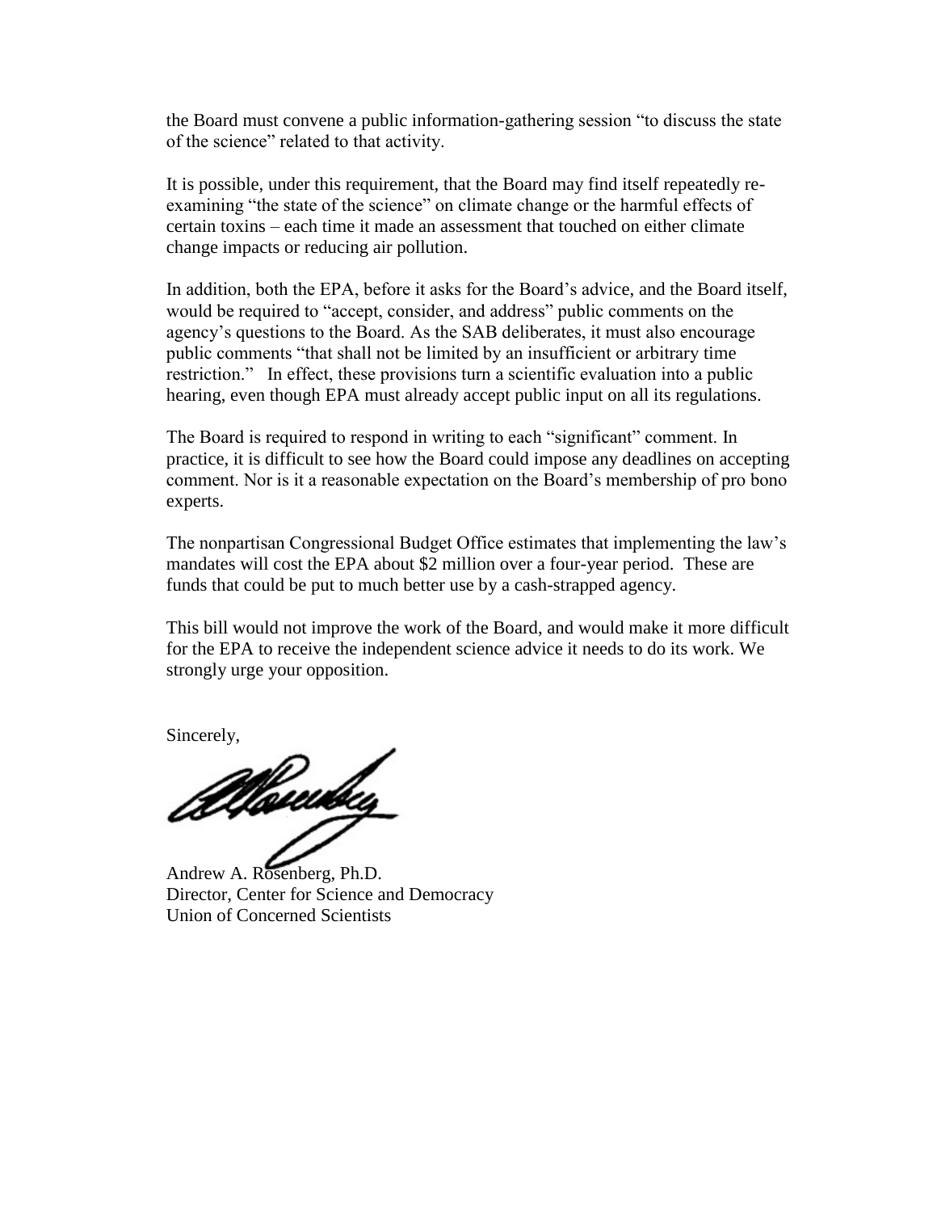the Board must convene a public information-gathering session "to discuss the state of the science" related to that activity.

It is possible, under this requirement, that the Board may find itself repeatedly re-examining "the state of the science" on climate change or the harmful effects of certain toxins – each time it made an assessment that touched on either climate change impacts or reducing air pollution.

In addition, both the EPA, before it asks for the Board's advice, and the Board itself, would be required to "accept, consider, and address" public comments on the agency's questions to the Board. As the SAB deliberates, it must also encourage public comments "that shall not be limited by an insufficient or arbitrary time restriction." In effect, these provisions turn a scientific evaluation into a public hearing, even though EPA must already accept public input on all its regulations.

The Board is required to respond in writing to each "significant" comment. In practice, it is difficult to see how the Board could impose any deadlines on accepting comment. Nor is it a reasonable expectation on the Board's membership of pro bono experts.

The nonpartisan Congressional Budget Office estimates that implementing the law's mandates will cost the EPA about $2 million over a four-year period. These are funds that could be put to much better use by a cash-strapped agency.

This bill would not improve the work of the Board, and would make it more difficult for the EPA to receive the independent science advice it needs to do its work. We strongly urge your opposition.

Sincerely,

Andrew A. Rosenberg, Ph.D.
Director, Center for Science and Democracy
Union of Concerned Scientists